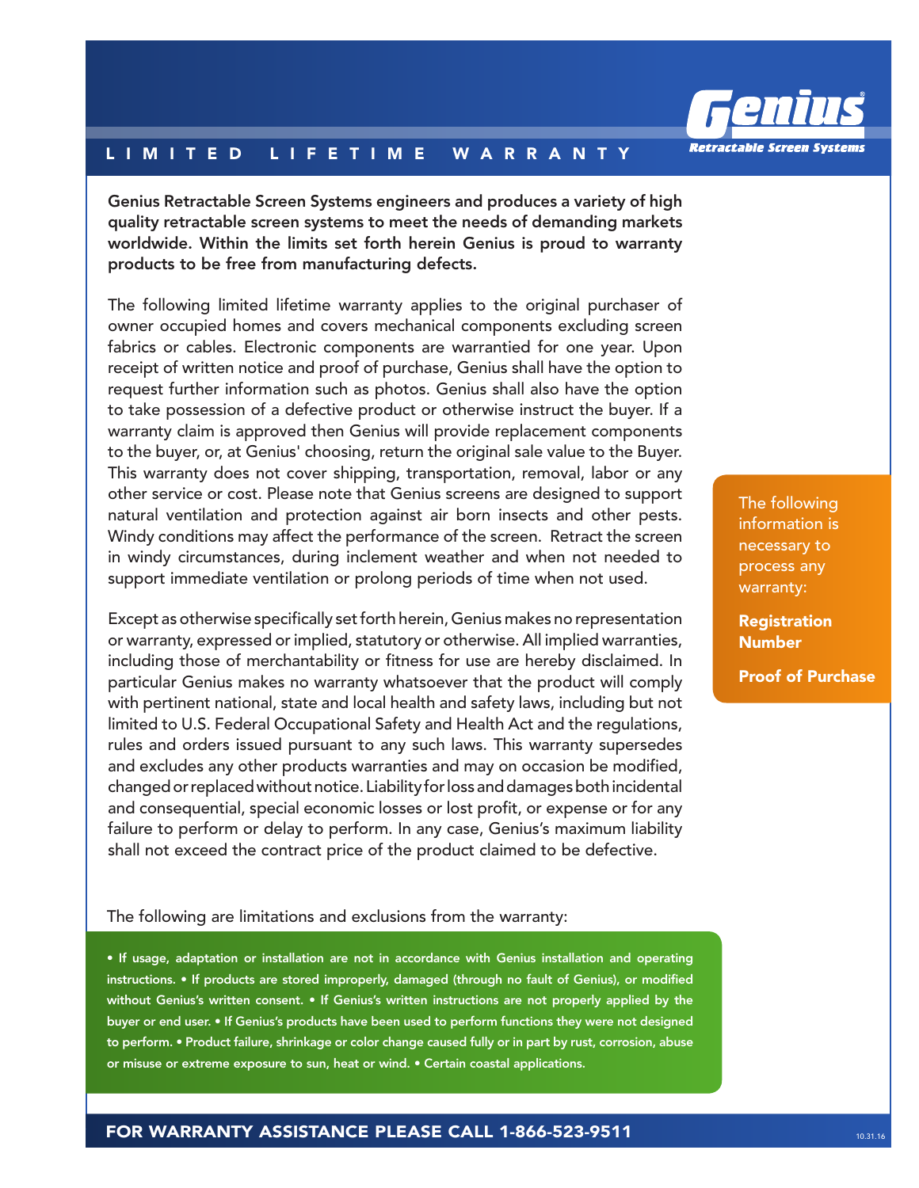# LIMITED LIFETIME WARRANTY

**Genius** *Retractable Screen Systems*

**Genius Retractable Screen Systems engineers and produces a variety of high quality retractable screen systems to meet the needs of demanding markets worldwide. Within the limits set forth herein Genius is proud to warranty products to be free from manufacturing defects.**

The following limited lifetime warranty applies to the original purchaser of owner occupied homes and covers mechanical components excluding screen fabrics or cables. Electronic components are warrantied for one year. Upon receipt of written notice and proof of purchase, Genius shall have the option to request further information such as photos. Genius shall also have the option to take possession of a defective product or otherwise instruct the buyer. If a warranty claim is approved then Genius will provide replacement components to the buyer, or, at Genius' choosing, return the original sale value to the Buyer. This warranty does not cover shipping, transportation, removal, labor or any other service or cost. Please note that Genius screens are designed to support natural ventilation and protection against air born insects and other pests. Windy conditions may affect the performance of the screen. Retract the screen in windy circumstances, during inclement weather and when not needed to support immediate ventilation or prolong periods of time when not used.

Except as otherwise specifically set forth herein, Genius makes no representation or warranty, expressed or implied, statutory or otherwise. All implied warranties, including those of merchantability or fitness for use are hereby disclaimed. In particular Genius makes no warranty whatsoever that the product will comply with pertinent national, state and local health and safety laws, including but not limited to U.S. Federal Occupational Safety and Health Act and the regulations, rules and orders issued pursuant to any such laws. This warranty supersedes and excludes any other products warranties and may on occasion be modified, changed or replaced without notice. Liability for loss and damages both incidental and consequential, special economic losses or lost profit, or expense or for any failure to perform or delay to perform. In any case, Genius's maximum liability shall not exceed the contract price of the product claimed to be defective.

The following information is necessary to process any warranty:

**Registration Number**

**Proof of Purchase**

The following are limitations and exclusions from the warranty:

**• If usage, adaptation or installation are not in accordance with Genius installation and operating instructions. • If products are stored improperly, damaged (through no fault of Genius), or modified without Genius's written consent. • If Genius's written instructions are not properly applied by the buyer or end user. • If Genius's products have been used to perform functions they were not designed to perform. • Product failure, shrinkage or color change caused fully or in part by rust, corrosion, abuse or misuse or extreme exposure to sun, heat or wind. • Certain coastal applications.**

**FOR WARRANTY ASSISTANCE PLEASE CALL 1-866-523-9511**

10.31.16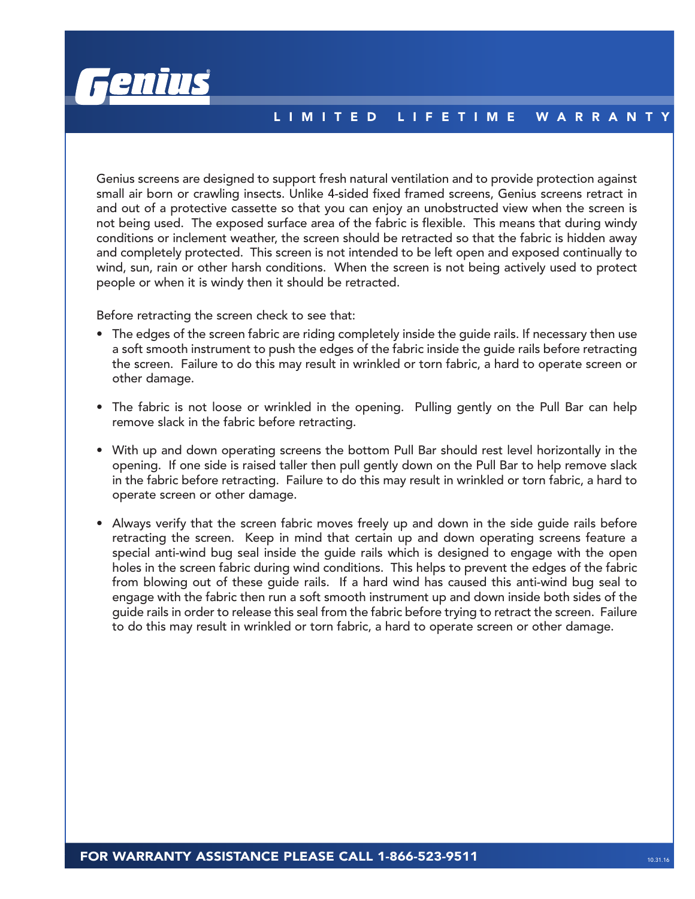# Genius®

## LIMITED LIFETIME WARRANTY

Genius screens are designed to support fresh natural ventilation and to provide protection against small air born or crawling insects. Unlike 4-sided fixed framed screens, Genius screens retract in and out of a protective cassette so that you can enjoy an unobstructed view when the screen is not being used. The exposed surface area of the fabric is flexible. This means that during windy conditions or inclement weather, the screen should be retracted so that the fabric is hidden away and completely protected. This screen is not intended to be left open and exposed continually to wind, sun, rain or other harsh conditions. When the screen is not being actively used to protect people or when it is windy then it should be retracted.

Before retracting the screen check to see that:

- The edges of the screen fabric are riding completely inside the guide rails. If necessary then use a soft smooth instrument to push the edges of the fabric inside the guide rails before retracting the screen. Failure to do this may result in wrinkled or torn fabric, a hard to operate screen or other damage.
- The fabric is not loose or wrinkled in the opening. Pulling gently on the Pull Bar can help remove slack in the fabric before retracting.
- With up and down operating screens the bottom Pull Bar should rest level horizontally in the opening. If one side is raised taller then pull gently down on the Pull Bar to help remove slack in the fabric before retracting. Failure to do this may result in wrinkled or torn fabric, a hard to operate screen or other damage.
- Always verify that the screen fabric moves freely up and down in the side guide rails before retracting the screen. Keep in mind that certain up and down operating screens feature a special anti-wind bug seal inside the guide rails which is designed to engage with the open holes in the screen fabric during wind conditions. This helps to prevent the edges of the fabric from blowing out of these guide rails. If a hard wind has caused this anti-wind bug seal to engage with the fabric then run a soft smooth instrument up and down inside both sides of the guide rails in order to release this seal from the fabric before trying to retract the screen. Failure to do this may result in wrinkled or torn fabric, a hard to operate screen or other damage.

**FOR WARRANTY ASSISTANCE PLEASE CALL 1-866-523-9511**

10.31.16